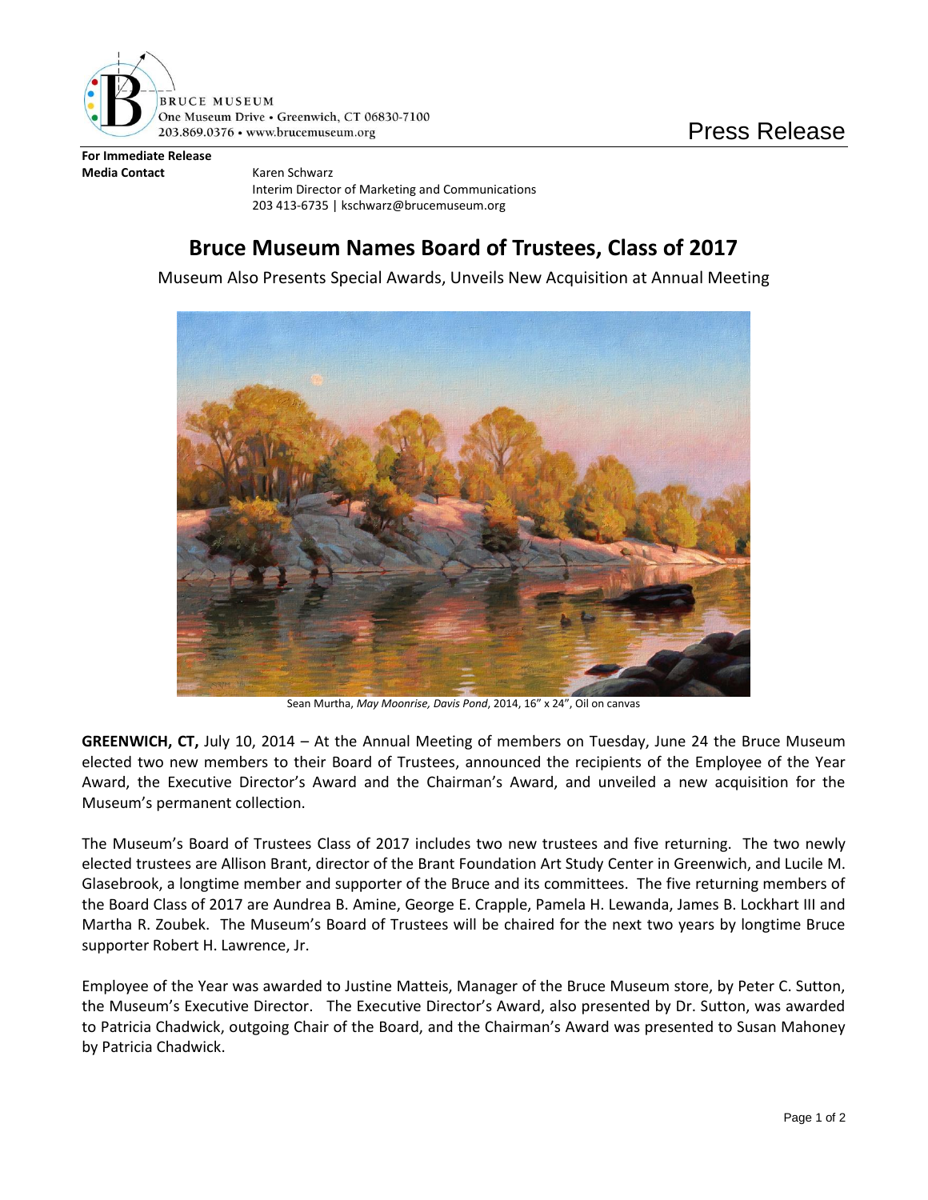BRUCE MUSEUM
One Museum Drive • Greenwich, CT 06830-7100
203.869.0376 • www.brucemuseum.org

Press Release

**For Immediate Release**
**Media Contact** Karen Schwarz
Interim Director of Marketing and Communications
203 413-6735 | kschwarz@brucemuseum.org

# Bruce Museum Names Board of Trustees, Class of 2017

Museum Also Presents Special Awards, Unveils New Acquisition at Annual Meeting

Sean Murtha, *May Moonrise, Davis Pond*, 2014, 16" x 24", Oil on canvas

**GREENWICH, CT,** July 10, 2014 – At the Annual Meeting of members on Tuesday, June 24 the Bruce Museum elected two new members to their Board of Trustees, announced the recipients of the Employee of the Year Award, the Executive Director's Award and the Chairman's Award, and unveiled a new acquisition for the Museum's permanent collection.

The Museum's Board of Trustees Class of 2017 includes two new trustees and five returning. The two newly elected trustees are Allison Brant, director of the Brant Foundation Art Study Center in Greenwich, and Lucile M. Glasebrook, a longtime member and supporter of the Bruce and its committees. The five returning members of the Board Class of 2017 are Aundrea B. Amine, George E. Crapple, Pamela H. Lewanda, James B. Lockhart III and Martha R. Zoubek. The Museum's Board of Trustees will be chaired for the next two years by longtime Bruce supporter Robert H. Lawrence, Jr.

Employee of the Year was awarded to Justine Matteis, Manager of the Bruce Museum store, by Peter C. Sutton, the Museum's Executive Director. The Executive Director's Award, also presented by Dr. Sutton, was awarded to Patricia Chadwick, outgoing Chair of the Board, and the Chairman's Award was presented to Susan Mahoney by Patricia Chadwick.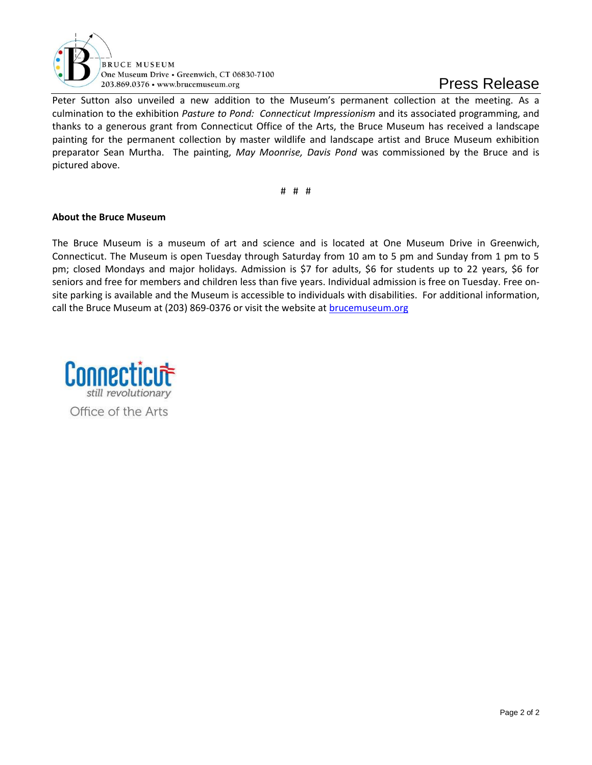Peter Sutton also unveiled a new addition to the Museum's permanent collection at the meeting. As a culmination to the exhibition *Pasture to Pond: Connecticut Impressionism* and its associated programming, and thanks to a generous grant from Connecticut Office of the Arts, the Bruce Museum has received a landscape painting for the permanent collection by master wildlife and landscape artist and Bruce Museum exhibition preparator Sean Murtha. The painting, *May Moonrise, Davis Pond* was commissioned by the Bruce and is pictured above.

# # #

**About the Bruce Museum**

The Bruce Museum is a museum of art and science and is located at One Museum Drive in Greenwich, Connecticut. The Museum is open Tuesday through Saturday from 10 am to 5 pm and Sunday from 1 pm to 5 pm; closed Mondays and major holidays. Admission is $7 for adults, $6 for students up to 22 years, $6 for seniors and free for members and children less than five years. Individual admission is free on Tuesday. Free on-site parking is available and the Museum is accessible to individuals with disabilities. For additional information, call the Bruce Museum at (203) 869-0376 or visit the website at [brucemuseum.org](http://brucemuseum.org)

Connecticut
still revolutionary
Office of the Arts